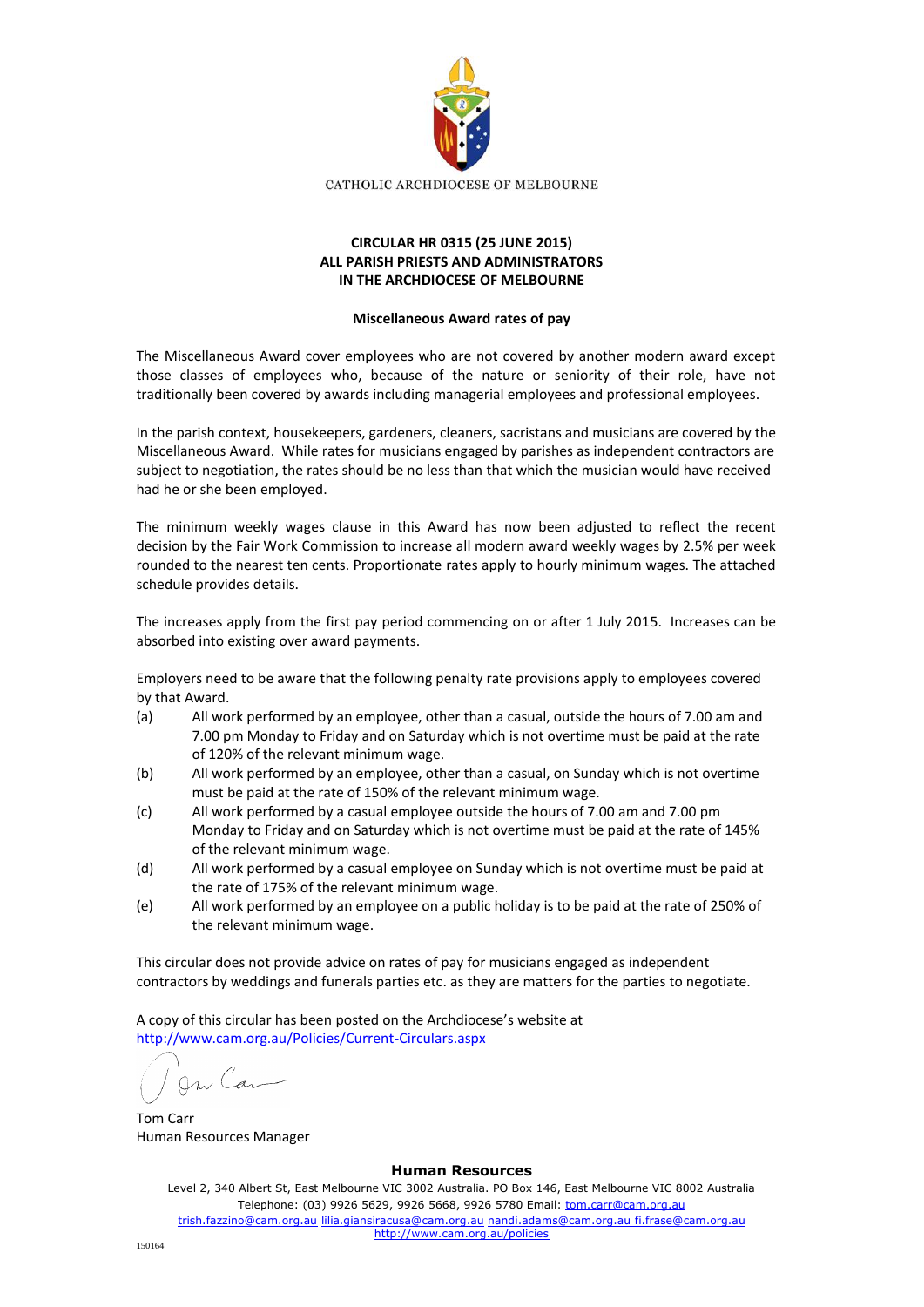CATHOLIC ARCHDIOCESE OF MELBOURNE

**CIRCULAR HR 0315 (25 JUNE 2015)**
**ALL PARISH PRIESTS AND ADMINISTRATORS**
**IN THE ARCHDIOCESE OF MELBOURNE**

**Miscellaneous Award rates of pay**

The Miscellaneous Award cover employees who are not covered by another modern award except those classes of employees who, because of the nature or seniority of their role, have not traditionally been covered by awards including managerial employees and professional employees.

In the parish context, housekeepers, gardeners, cleaners, sacristans and musicians are covered by the Miscellaneous Award. While rates for musicians engaged by parishes as independent contractors are subject to negotiation, the rates should be no less than that which the musician would have received had he or she been employed.

The minimum weekly wages clause in this Award has now been adjusted to reflect the recent decision by the Fair Work Commission to increase all modern award weekly wages by 2.5% per week rounded to the nearest ten cents. Proportionate rates apply to hourly minimum wages. The attached schedule provides details.

The increases apply from the first pay period commencing on or after 1 July 2015. Increases can be absorbed into existing over award payments.

Employers need to be aware that the following penalty rate provisions apply to employees covered by that Award.

(a) All work performed by an employee, other than a casual, outside the hours of 7.00 am and 7.00 pm Monday to Friday and on Saturday which is not overtime must be paid at the rate of 120% of the relevant minimum wage.

(b) All work performed by an employee, other than a casual, on Sunday which is not overtime must be paid at the rate of 150% of the relevant minimum wage.

(c) All work performed by a casual employee outside the hours of 7.00 am and 7.00 pm Monday to Friday and on Saturday which is not overtime must be paid at the rate of 145% of the relevant minimum wage.

(d) All work performed by a casual employee on Sunday which is not overtime must be paid at the rate of 175% of the relevant minimum wage.

(e) All work performed by an employee on a public holiday is to be paid at the rate of 250% of the relevant minimum wage.

This circular does not provide advice on rates of pay for musicians engaged as independent contractors by weddings and funerals parties etc. as they are matters for the parties to negotiate.

A copy of this circular has been posted on the Archdiocese's website at
http://www.cam.org.au/Policies/Current-Circulars.aspx

Tom Carr
Human Resources Manager

**Human Resources**

Level 2, 340 Albert St, East Melbourne VIC 3002 Australia. PO Box 146, East Melbourne VIC 8002 Australia
Telephone: (03) 9926 5629, 9926 5668, 9926 5780 Email: tom.carr@cam.org.au
trish.fazzino@cam.org.au lilia.giansiracusa@cam.org.au nandi.adams@cam.org.au fi.frase@cam.org.au
http://www.cam.org.au/policies

150164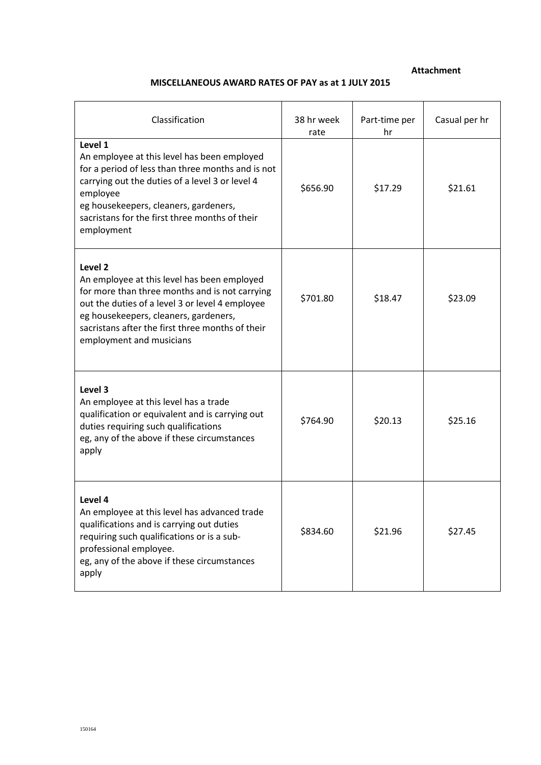**Attachment**

**MISCELLANEOUS AWARD RATES OF PAY as at 1 JULY 2015**

| Classification | 38 hr week rate | Part-time per hr | Casual per hr |
|---|---|---|---|
| **Level 1**<br>An employee at this level has been employed for a period of less than three months and is not carrying out the duties of a level 3 or level 4 employee<br>eg housekeepers, cleaners, gardeners, sacristans for the first three months of their employment | $656.90 | $17.29 | $21.61 |
| **Level 2**<br>An employee at this level has been employed for more than three months and is not carrying out the duties of a level 3 or level 4 employee<br>eg housekeepers, cleaners, gardeners, sacristans after the first three months of their employment and musicians | $701.80 | $18.47 | $23.09 |
| **Level 3**<br>An employee at this level has a trade qualification or equivalent and is carrying out duties requiring such qualifications<br>eg, any of the above if these circumstances apply | $764.90 | $20.13 | $25.16 |
| **Level 4**<br>An employee at this level has advanced trade qualifications and is carrying out duties requiring such qualifications or is a sub-professional employee.<br>eg, any of the above if these circumstances apply | $834.60 | $21.96 | $27.45 |

150164